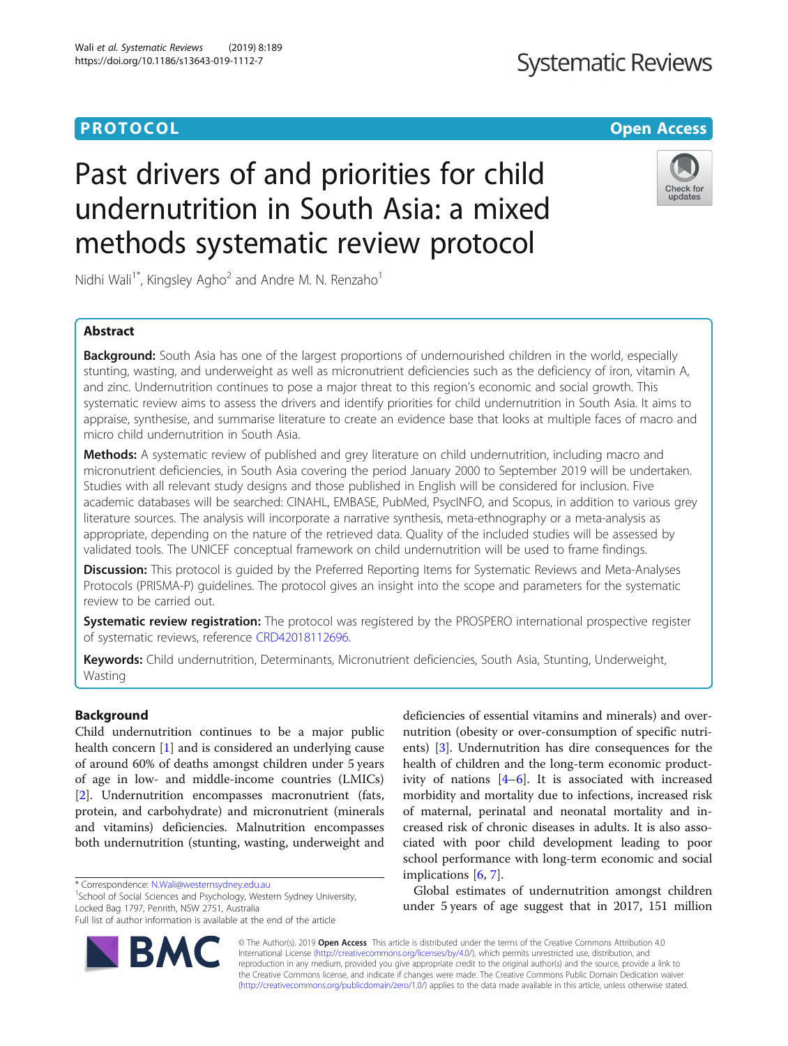**PROTOCOL** **Open Access**

# Past drivers of and priorities for child undernutrition in South Asia: a mixed methods systematic review protocol

Nidhi Wali[1*], Kingsley Agho[2] and Andre M. N. Renzaho[1]

## Abstract

**Background:** South Asia has one of the largest proportions of undernourished children in the world, especially stunting, wasting, and underweight as well as micronutrient deficiencies such as the deficiency of iron, vitamin A, and zinc. Undernutrition continues to pose a major threat to this region's economic and social growth. This systematic review aims to assess the drivers and identify priorities for child undernutrition in South Asia. It aims to appraise, synthesise, and summarise literature to create an evidence base that looks at multiple faces of macro and micro child undernutrition in South Asia.

**Methods:** A systematic review of published and grey literature on child undernutrition, including macro and micronutrient deficiencies, in South Asia covering the period January 2000 to September 2019 will be undertaken. Studies with all relevant study designs and those published in English will be considered for inclusion. Five academic databases will be searched: CINAHL, EMBASE, PubMed, PsycINFO, and Scopus, in addition to various grey literature sources. The analysis will incorporate a narrative synthesis, meta-ethnography or a meta-analysis as appropriate, depending on the nature of the retrieved data. Quality of the included studies will be assessed by validated tools. The UNICEF conceptual framework on child undernutrition will be used to frame findings.

**Discussion:** This protocol is guided by the Preferred Reporting Items for Systematic Reviews and Meta-Analyses Protocols (PRISMA-P) guidelines. The protocol gives an insight into the scope and parameters for the systematic review to be carried out.

**Systematic review registration:** The protocol was registered by the PROSPERO international prospective register of systematic reviews, reference CRD42018112696.

**Keywords:** Child undernutrition, Determinants, Micronutrient deficiencies, South Asia, Stunting, Underweight, Wasting

## Background

Child undernutrition continues to be a major public health concern [1] and is considered an underlying cause of around 60% of deaths amongst children under 5 years of age in low- and middle-income countries (LMICs) [2]. Undernutrition encompasses macronutrient (fats, protein, and carbohydrate) and micronutrient (minerals and vitamins) deficiencies. Malnutrition encompasses both undernutrition (stunting, wasting, underweight and deficiencies of essential vitamins and minerals) and overnutrition (obesity or over-consumption of specific nutrients) [3]. Undernutrition has dire consequences for the health of children and the long-term economic productivity of nations [4–6]. It is associated with increased morbidity and mortality due to infections, increased risk of maternal, perinatal and neonatal mortality and increased risk of chronic diseases in adults. It is also associated with poor child development leading to poor school performance with long-term economic and social implications [6, 7].

Global estimates of undernutrition amongst children under 5 years of age suggest that in 2017, 151 million

\* Correspondence: N.Wali@westernsydney.edu.au

[1]School of Social Sciences and Psychology, Western Sydney University, Locked Bag 1797, Penrith, NSW 2751, Australia

Full list of author information is available at the end of the article

© The Author(s). 2019 **Open Access** This article is distributed under the terms of the Creative Commons Attribution 4.0 International License (http://creativecommons.org/licenses/by/4.0/), which permits unrestricted use, distribution, and reproduction in any medium, provided you give appropriate credit to the original author(s) and the source, provide a link to the Creative Commons license, and indicate if changes were made. The Creative Commons Public Domain Dedication waiver (http://creativecommons.org/publicdomain/zero/1.0/) applies to the data made available in this article, unless otherwise stated.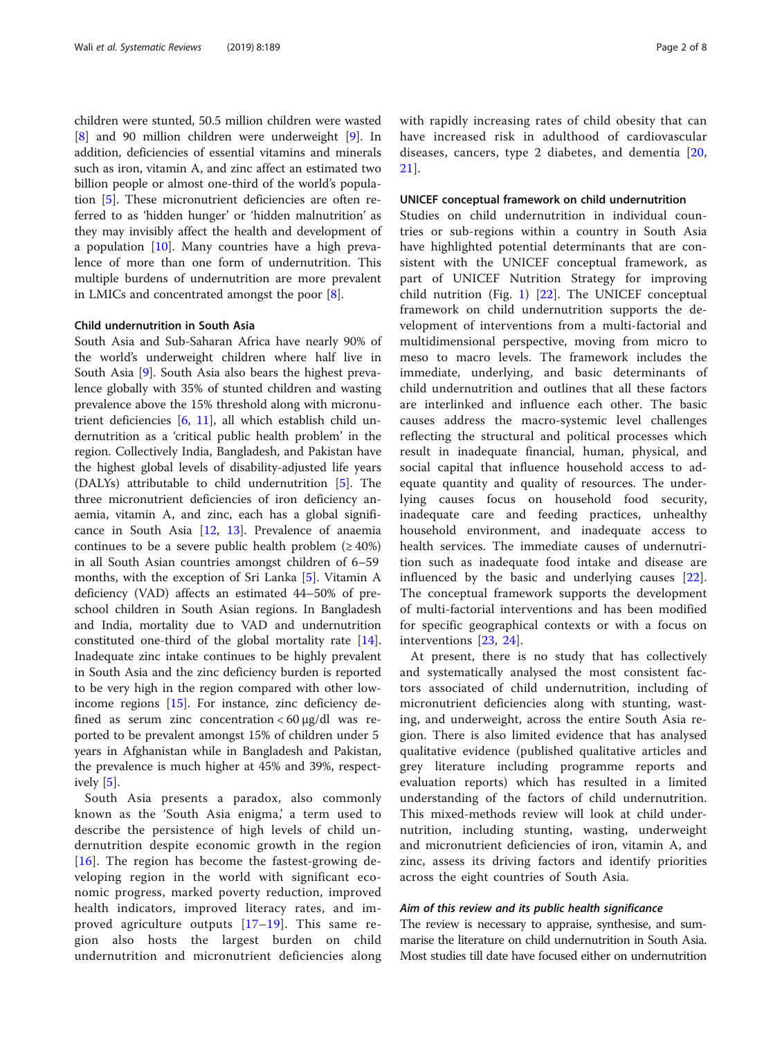children were stunted, 50.5 million children were wasted [8] and 90 million children were underweight [9]. In addition, deficiencies of essential vitamins and minerals such as iron, vitamin A, and zinc affect an estimated two billion people or almost one-third of the world's population [5]. These micronutrient deficiencies are often referred to as 'hidden hunger' or 'hidden malnutrition' as they may invisibly affect the health and development of a population [10]. Many countries have a high prevalence of more than one form of undernutrition. This multiple burdens of undernutrition are more prevalent in LMICs and concentrated amongst the poor [8].

#### Child undernutrition in South Asia

South Asia and Sub-Saharan Africa have nearly 90% of the world's underweight children where half live in South Asia [9]. South Asia also bears the highest prevalence globally with 35% of stunted children and wasting prevalence above the 15% threshold along with micronutrient deficiencies [6, 11], all which establish child undernutrition as a 'critical public health problem' in the region. Collectively India, Bangladesh, and Pakistan have the highest global levels of disability-adjusted life years (DALYs) attributable to child undernutrition [5]. The three micronutrient deficiencies of iron deficiency anaemia, vitamin A, and zinc, each has a global significance in South Asia [12, 13]. Prevalence of anaemia continues to be a severe public health problem (≥ 40%) in all South Asian countries amongst children of 6–59 months, with the exception of Sri Lanka [5]. Vitamin A deficiency (VAD) affects an estimated 44–50% of preschool children in South Asian regions. In Bangladesh and India, mortality due to VAD and undernutrition constituted one-third of the global mortality rate [14]. Inadequate zinc intake continues to be highly prevalent in South Asia and the zinc deficiency burden is reported to be very high in the region compared with other low-income regions [15]. For instance, zinc deficiency defined as serum zinc concentration < 60 μg/dl was reported to be prevalent amongst 15% of children under 5 years in Afghanistan while in Bangladesh and Pakistan, the prevalence is much higher at 45% and 39%, respectively [5].

South Asia presents a paradox, also commonly known as the 'South Asia enigma,' a term used to describe the persistence of high levels of child undernutrition despite economic growth in the region [16]. The region has become the fastest-growing developing region in the world with significant economic progress, marked poverty reduction, improved health indicators, improved literacy rates, and improved agriculture outputs [17–19]. This same region also hosts the largest burden on child undernutrition and micronutrient deficiencies along with rapidly increasing rates of child obesity that can have increased risk in adulthood of cardiovascular diseases, cancers, type 2 diabetes, and dementia [20, 21].

#### UNICEF conceptual framework on child undernutrition

Studies on child undernutrition in individual countries or sub-regions within a country in South Asia have highlighted potential determinants that are consistent with the UNICEF conceptual framework, as part of UNICEF Nutrition Strategy for improving child nutrition (Fig. 1) [22]. The UNICEF conceptual framework on child undernutrition supports the development of interventions from a multi-factorial and multidimensional perspective, moving from micro to meso to macro levels. The framework includes the immediate, underlying, and basic determinants of child undernutrition and outlines that all these factors are interlinked and influence each other. The basic causes address the macro-systemic level challenges reflecting the structural and political processes which result in inadequate financial, human, physical, and social capital that influence household access to adequate quantity and quality of resources. The underlying causes focus on household food security, inadequate care and feeding practices, unhealthy household environment, and inadequate access to health services. The immediate causes of undernutrition such as inadequate food intake and disease are influenced by the basic and underlying causes [22]. The conceptual framework supports the development of multi-factorial interventions and has been modified for specific geographical contexts or with a focus on interventions [23, 24].

At present, there is no study that has collectively and systematically analysed the most consistent factors associated of child undernutrition, including of micronutrient deficiencies along with stunting, wasting, and underweight, across the entire South Asia region. There is also limited evidence that has analysed qualitative evidence (published qualitative articles and grey literature including programme reports and evaluation reports) which has resulted in a limited understanding of the factors of child undernutrition. This mixed-methods review will look at child undernutrition, including stunting, wasting, underweight and micronutrient deficiencies of iron, vitamin A, and zinc, assess its driving factors and identify priorities across the eight countries of South Asia.

#### *Aim of this review and its public health significance*

The review is necessary to appraise, synthesise, and summarise the literature on child undernutrition in South Asia. Most studies till date have focused either on undernutrition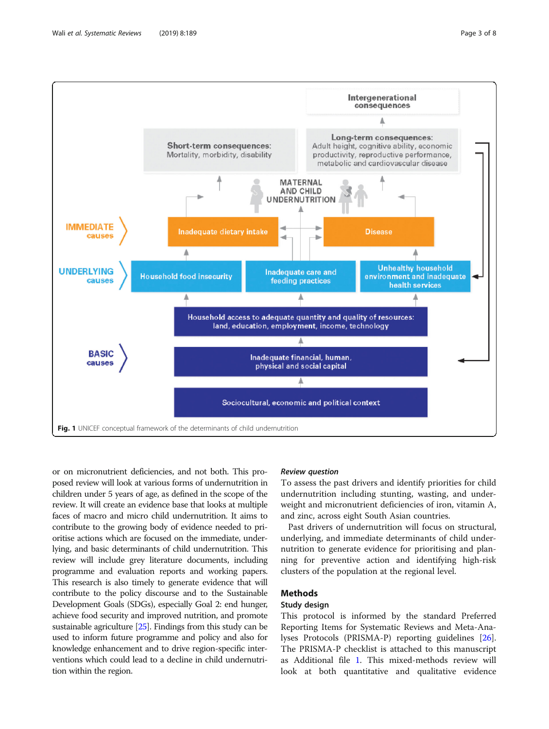Fig. 1 UNICEF conceptual framework of the determinants of child undernutrition

or on micronutrient deficiencies, and not both. This proposed review will look at various forms of undernutrition in children under 5 years of age, as defined in the scope of the review. It will create an evidence base that looks at multiple faces of macro and micro child undernutrition. It aims to contribute to the growing body of evidence needed to prioritise actions which are focused on the immediate, underlying, and basic determinants of child undernutrition. This review will include grey literature documents, including programme and evaluation reports and working papers. This research is also timely to generate evidence that will contribute to the policy discourse and to the Sustainable Development Goals (SDGs), especially Goal 2: end hunger, achieve food security and improved nutrition, and promote sustainable agriculture [25]. Findings from this study can be used to inform future programme and policy and also for knowledge enhancement and to drive region-specific interventions which could lead to a decline in child undernutrition within the region.

### *Review question*

To assess the past drivers and identify priorities for child undernutrition including stunting, wasting, and underweight and micronutrient deficiencies of iron, vitamin A, and zinc, across eight South Asian countries.

Past drivers of undernutrition will focus on structural, underlying, and immediate determinants of child undernutrition to generate evidence for prioritising and planning for preventive action and identifying high-risk clusters of the population at the regional level.

## Methods

### Study design

This protocol is informed by the standard Preferred Reporting Items for Systematic Reviews and Meta-Analyses Protocols (PRISMA-P) reporting guidelines [26]. The PRISMA-P checklist is attached to this manuscript as Additional file 1. This mixed-methods review will look at both quantitative and qualitative evidence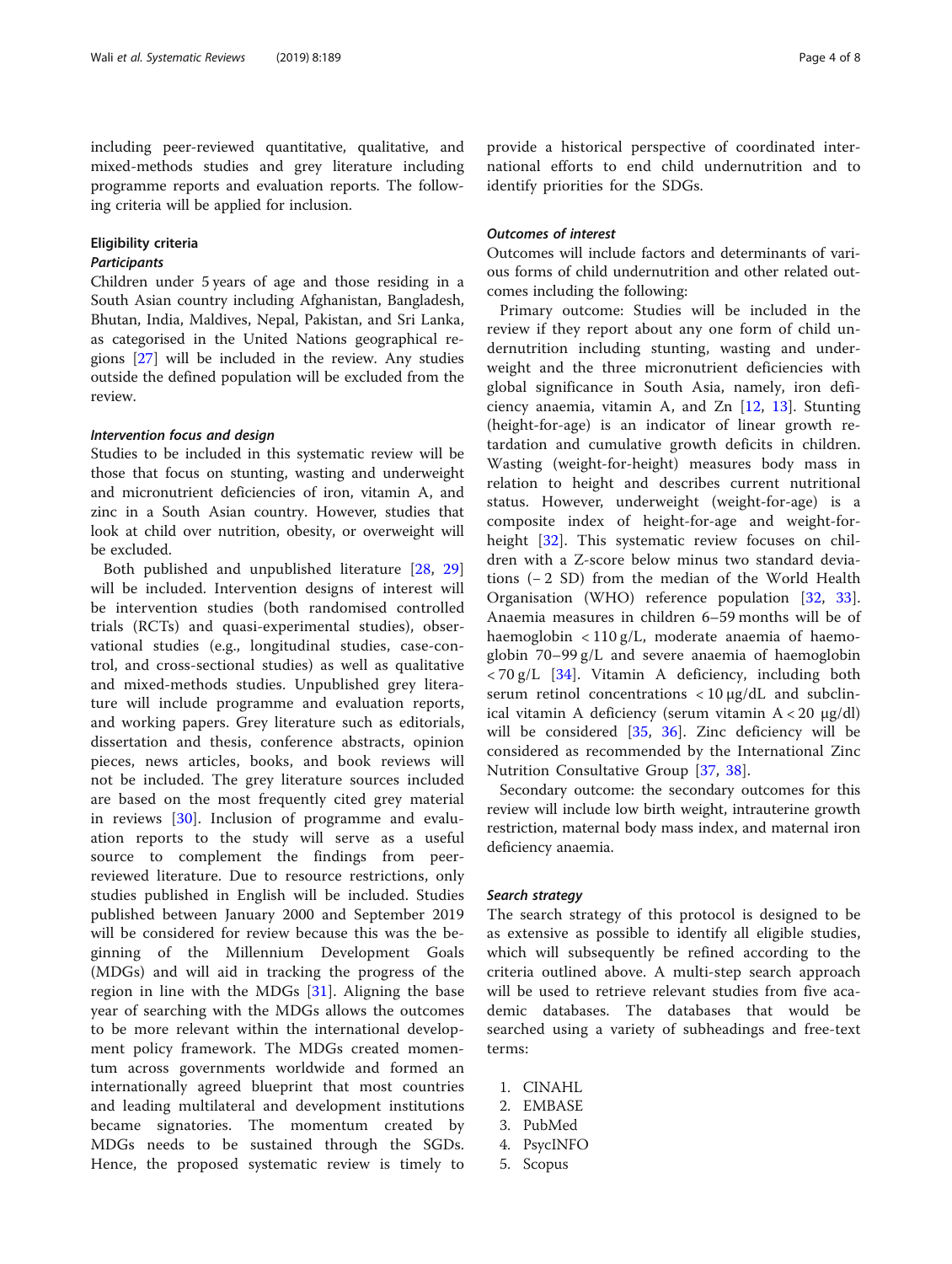including peer-reviewed quantitative, qualitative, and mixed-methods studies and grey literature including programme reports and evaluation reports. The following criteria will be applied for inclusion.

## Eligibility criteria

### *Participants*

Children under 5 years of age and those residing in a South Asian country including Afghanistan, Bangladesh, Bhutan, India, Maldives, Nepal, Pakistan, and Sri Lanka, as categorised in the United Nations geographical regions [27] will be included in the review. Any studies outside the defined population will be excluded from the review.

### *Intervention focus and design*

Studies to be included in this systematic review will be those that focus on stunting, wasting and underweight and micronutrient deficiencies of iron, vitamin A, and zinc in a South Asian country. However, studies that look at child over nutrition, obesity, or overweight will be excluded.

Both published and unpublished literature [28, 29] will be included. Intervention designs of interest will be intervention studies (both randomised controlled trials (RCTs) and quasi-experimental studies), observational studies (e.g., longitudinal studies, case-control, and cross-sectional studies) as well as qualitative and mixed-methods studies. Unpublished grey literature will include programme and evaluation reports, and working papers. Grey literature such as editorials, dissertation and thesis, conference abstracts, opinion pieces, news articles, books, and book reviews will not be included. The grey literature sources included are based on the most frequently cited grey material in reviews [30]. Inclusion of programme and evaluation reports to the study will serve as a useful source to complement the findings from peer-reviewed literature. Due to resource restrictions, only studies published in English will be included. Studies published between January 2000 and September 2019 will be considered for review because this was the beginning of the Millennium Development Goals (MDGs) and will aid in tracking the progress of the region in line with the MDGs [31]. Aligning the base year of searching with the MDGs allows the outcomes to be more relevant within the international development policy framework. The MDGs created momentum across governments worldwide and formed an internationally agreed blueprint that most countries and leading multilateral and development institutions became signatories. The momentum created by MDGs needs to be sustained through the SGDs. Hence, the proposed systematic review is timely to provide a historical perspective of coordinated international efforts to end child undernutrition and to identify priorities for the SDGs.

### *Outcomes of interest*

Outcomes will include factors and determinants of various forms of child undernutrition and other related outcomes including the following:

Primary outcome: Studies will be included in the review if they report about any one form of child undernutrition including stunting, wasting and underweight and the three micronutrient deficiencies with global significance in South Asia, namely, iron deficiency anaemia, vitamin A, and Zn [12, 13]. Stunting (height-for-age) is an indicator of linear growth retardation and cumulative growth deficits in children. Wasting (weight-for-height) measures body mass in relation to height and describes current nutritional status. However, underweight (weight-for-age) is a composite index of height-for-age and weight-for-height [32]. This systematic review focuses on children with a Z-score below minus two standard deviations (− 2 SD) from the median of the World Health Organisation (WHO) reference population [32, 33]. Anaemia measures in children 6–59 months will be of haemoglobin < 110 g/L, moderate anaemia of haemoglobin 70–99 g/L and severe anaemia of haemoglobin < 70 g/L [34]. Vitamin A deficiency, including both serum retinol concentrations < 10 μg/dL and subclinical vitamin A deficiency (serum vitamin A < 20 μg/dl) will be considered [35, 36]. Zinc deficiency will be considered as recommended by the International Zinc Nutrition Consultative Group [37, 38].

Secondary outcome: the secondary outcomes for this review will include low birth weight, intrauterine growth restriction, maternal body mass index, and maternal iron deficiency anaemia.

### *Search strategy*

The search strategy of this protocol is designed to be as extensive as possible to identify all eligible studies, which will subsequently be refined according to the criteria outlined above. A multi-step search approach will be used to retrieve relevant studies from five academic databases. The databases that would be searched using a variety of subheadings and free-text terms:

1. CINAHL
2. EMBASE
3. PubMed
4. PsycINFO
5. Scopus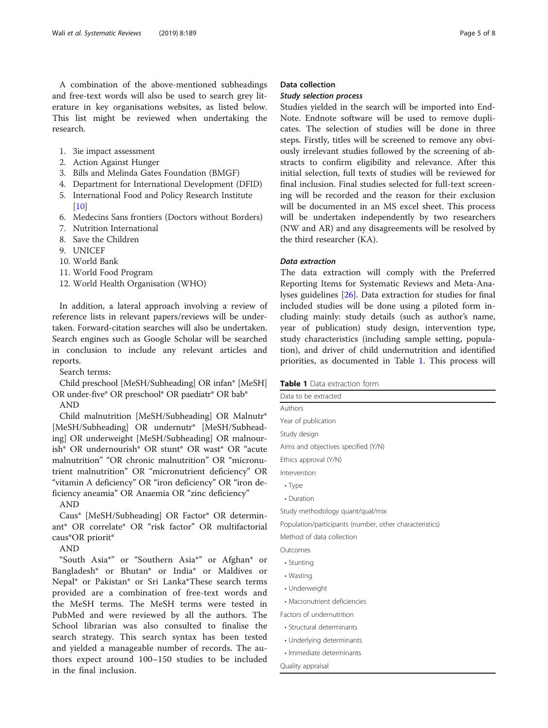A combination of the above-mentioned subheadings and free-text words will also be used to search grey literature in key organisations websites, as listed below. This list might be reviewed when undertaking the research.

1. 3ie impact assessment
2. Action Against Hunger
3. Bills and Melinda Gates Foundation (BMGF)
4. Department for International Development (DFID)
5. International Food and Policy Research Institute [10]
6. Medecins Sans frontiers (Doctors without Borders)
7. Nutrition International
8. Save the Children
9. UNICEF
10. World Bank
11. World Food Program
12. World Health Organisation (WHO)

In addition, a lateral approach involving a review of reference lists in relevant papers/reviews will be undertaken. Forward-citation searches will also be undertaken. Search engines such as Google Scholar will be searched in conclusion to include any relevant articles and reports.

Search terms:

Child preschool [MeSH/Subheading] OR infan* [MeSH] OR under-five* OR preschool* OR paediatr* OR bab*

AND

Child malnutrition [MeSH/Subheading] OR Malnutr* [MeSH/Subheading] OR undernutr* [MeSH/Subheading] OR underweight [MeSH/Subheading] OR malnourish* OR undernourish* OR stunt* OR wast* OR "acute malnutrition" "OR chronic malnutrition" OR "micronutrient malnutrition" OR "micronutrient deficiency" OR "vitamin A deficiency" OR "iron deficiency" OR "iron deficiency aneamia" OR Anaemia OR "zinc deficiency"

AND

Caus* [MeSH/Subheading] OR Factor* OR determinant* OR correlate* OR "risk factor" OR multifactorial caus*OR priorit*

AND

"South Asia*" or "Southern Asia*" or Afghan* or Bangladesh* or Bhutan* or India* or Maldives or Nepal* or Pakistan* or Sri Lanka*These search terms provided are a combination of free-text words and the MeSH terms. The MeSH terms were tested in PubMed and were reviewed by all the authors. The School librarian was also consulted to finalise the search strategy. This search syntax has been tested and yielded a manageable number of records. The authors expect around 100–150 studies to be included in the final inclusion.

## Data collection

### *Study selection process*

Studies yielded in the search will be imported into EndNote. Endnote software will be used to remove duplicates. The selection of studies will be done in three steps. Firstly, titles will be screened to remove any obviously irrelevant studies followed by the screening of abstracts to confirm eligibility and relevance. After this initial selection, full texts of studies will be reviewed for final inclusion. Final studies selected for full-text screening will be recorded and the reason for their exclusion will be documented in an MS excel sheet. This process will be undertaken independently by two researchers (NW and AR) and any disagreements will be resolved by the third researcher (KA).

### *Data extraction*

The data extraction will comply with the Preferred Reporting Items for Systematic Reviews and Meta-Analyses guidelines [26]. Data extraction for studies for final included studies will be done using a piloted form including mainly: study details (such as author's name, year of publication) study design, intervention type, study characteristics (including sample setting, population), and driver of child undernutrition and identified priorities, as documented in Table 1. This process will

**Table 1** Data extraction form

| Data to be extracted |
|---|
| Authors |
| Year of publication |
| Study design |
| Aims and objectives specified (Y/N) |
| Ethics approval (Y/N) |
| Intervention |
| • Type |
| • Duration |
| Study methodology quant/qual/mix |
| Population/participants (number, other characteristics) |
| Method of data collection |
| Outcomes |
| • Stunting |
| • Wasting |
| • Underweight |
| • Macronutrient deficiencies |
| Factors of undernutrition |
| • Structural determinants |
| • Underlying determinants |
| • Immediate determinants |
| Quality appraisal |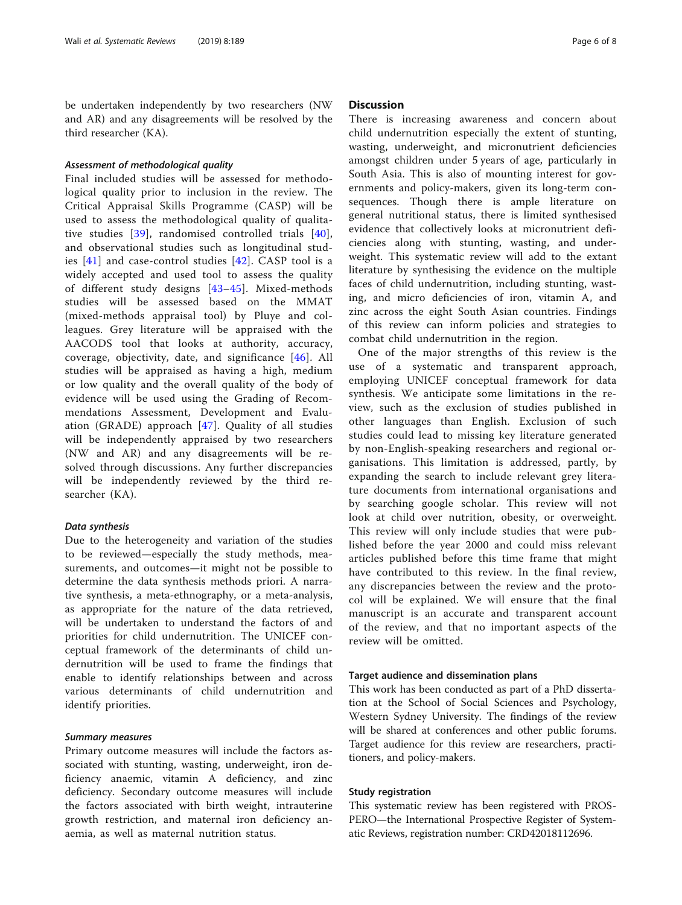be undertaken independently by two researchers (NW and AR) and any disagreements will be resolved by the third researcher (KA).

#### *Assessment of methodological quality*

Final included studies will be assessed for methodological quality prior to inclusion in the review. The Critical Appraisal Skills Programme (CASP) will be used to assess the methodological quality of qualitative studies [39], randomised controlled trials [40], and observational studies such as longitudinal studies [41] and case-control studies [42]. CASP tool is a widely accepted and used tool to assess the quality of different study designs [43–45]. Mixed-methods studies will be assessed based on the MMAT (mixed-methods appraisal tool) by Pluye and colleagues. Grey literature will be appraised with the AACODS tool that looks at authority, accuracy, coverage, objectivity, date, and significance [46]. All studies will be appraised as having a high, medium or low quality and the overall quality of the body of evidence will be used using the Grading of Recommendations Assessment, Development and Evaluation (GRADE) approach [47]. Quality of all studies will be independently appraised by two researchers (NW and AR) and any disagreements will be resolved through discussions. Any further discrepancies will be independently reviewed by the third researcher (KA).

#### *Data synthesis*

Due to the heterogeneity and variation of the studies to be reviewed—especially the study methods, measurements, and outcomes—it might not be possible to determine the data synthesis methods priori. A narrative synthesis, a meta-ethnography, or a meta-analysis, as appropriate for the nature of the data retrieved, will be undertaken to understand the factors of and priorities for child undernutrition. The UNICEF conceptual framework of the determinants of child undernutrition will be used to frame the findings that enable to identify relationships between and across various determinants of child undernutrition and identify priorities.

#### *Summary measures*

Primary outcome measures will include the factors associated with stunting, wasting, underweight, iron deficiency anaemic, vitamin A deficiency, and zinc deficiency. Secondary outcome measures will include the factors associated with birth weight, intrauterine growth restriction, and maternal iron deficiency anaemia, as well as maternal nutrition status.

## Discussion

There is increasing awareness and concern about child undernutrition especially the extent of stunting, wasting, underweight, and micronutrient deficiencies amongst children under 5 years of age, particularly in South Asia. This is also of mounting interest for governments and policy-makers, given its long-term consequences. Though there is ample literature on general nutritional status, there is limited synthesised evidence that collectively looks at micronutrient deficiencies along with stunting, wasting, and underweight. This systematic review will add to the extant literature by synthesising the evidence on the multiple faces of child undernutrition, including stunting, wasting, and micro deficiencies of iron, vitamin A, and zinc across the eight South Asian countries. Findings of this review can inform policies and strategies to combat child undernutrition in the region.

One of the major strengths of this review is the use of a systematic and transparent approach, employing UNICEF conceptual framework for data synthesis. We anticipate some limitations in the review, such as the exclusion of studies published in other languages than English. Exclusion of such studies could lead to missing key literature generated by non-English-speaking researchers and regional organisations. This limitation is addressed, partly, by expanding the search to include relevant grey literature documents from international organisations and by searching google scholar. This review will not look at child over nutrition, obesity, or overweight. This review will only include studies that were published before the year 2000 and could miss relevant articles published before this time frame that might have contributed to this review. In the final review, any discrepancies between the review and the protocol will be explained. We will ensure that the final manuscript is an accurate and transparent account of the review, and that no important aspects of the review will be omitted.

### Target audience and dissemination plans

This work has been conducted as part of a PhD dissertation at the School of Social Sciences and Psychology, Western Sydney University. The findings of the review will be shared at conferences and other public forums. Target audience for this review are researchers, practitioners, and policy-makers.

### Study registration

This systematic review has been registered with PROSPERO—the International Prospective Register of Systematic Reviews, registration number: CRD42018112696.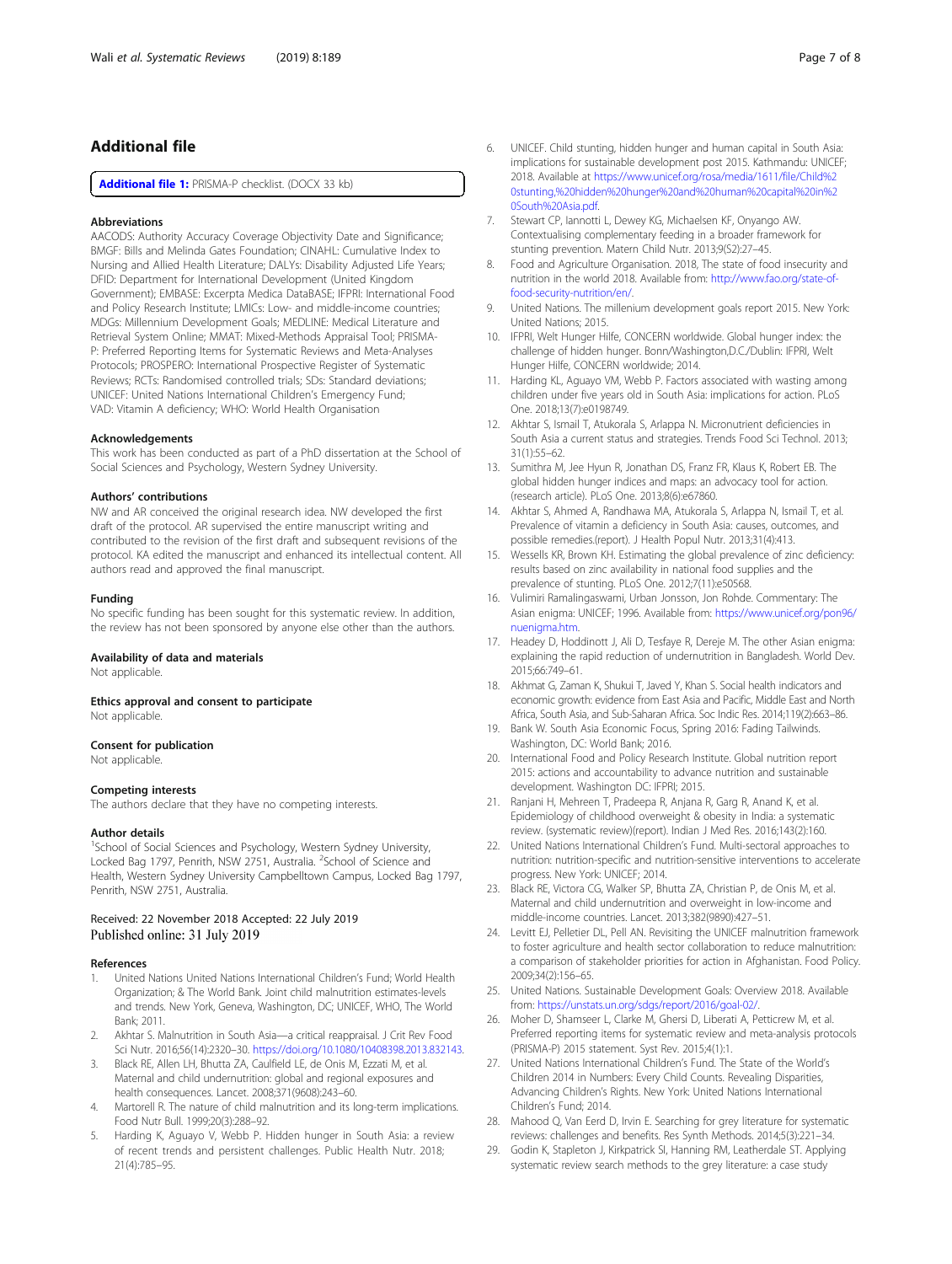## Additional file

**Additional file 1:** PRISMA-P checklist. (DOCX 33 kb)

### Abbreviations

AACODS: Authority Accuracy Coverage Objectivity Date and Significance; BMGF: Bills and Melinda Gates Foundation; CINAHL: Cumulative Index to Nursing and Allied Health Literature; DALYs: Disability Adjusted Life Years; DFID: Department for International Development (United Kingdom Government); EMBASE: Excerpta Medica DataBASE; IFPRI: International Food and Policy Research Institute; LMICs: Low- and middle-income countries; MDGs: Millennium Development Goals; MEDLINE: Medical Literature and Retrieval System Online; MMAT: Mixed-Methods Appraisal Tool; PRISMA-P: Preferred Reporting Items for Systematic Reviews and Meta-Analyses Protocols; PROSPERO: International Prospective Register of Systematic Reviews; RCTs: Randomised controlled trials; SDs: Standard deviations; UNICEF: United Nations International Children's Emergency Fund; VAD: Vitamin A deficiency; WHO: World Health Organisation

### Acknowledgements

This work has been conducted as part of a PhD dissertation at the School of Social Sciences and Psychology, Western Sydney University.

### Authors' contributions

NW and AR conceived the original research idea. NW developed the first draft of the protocol. AR supervised the entire manuscript writing and contributed to the revision of the first draft and subsequent revisions of the protocol. KA edited the manuscript and enhanced its intellectual content. All authors read and approved the final manuscript.

### Funding

No specific funding has been sought for this systematic review. In addition, the review has not been sponsored by anyone else other than the authors.

### Availability of data and materials

Not applicable.

### Ethics approval and consent to participate

Not applicable.

### Consent for publication

Not applicable.

### Competing interests

The authors declare that they have no competing interests.

### Author details

[1]School of Social Sciences and Psychology, Western Sydney University, Locked Bag 1797, Penrith, NSW 2751, Australia. [2]School of Science and Health, Western Sydney University Campbelltown Campus, Locked Bag 1797, Penrith, NSW 2751, Australia.

Received: 22 November 2018 Accepted: 22 July 2019
Published online: 31 July 2019

### References

1. United Nations United Nations International Children's Fund; World Health Organization; & The World Bank. Joint child malnutrition estimates-levels and trends. New York, Geneva, Washington, DC; UNICEF, WHO, The World Bank; 2011.
2. Akhtar S. Malnutrition in South Asia—a critical reappraisal. J Crit Rev Food Sci Nutr. 2016;56(14):2320–30. https://doi.org/10.1080/10408398.2013.832143.
3. Black RE, Allen LH, Bhutta ZA, Caulfield LE, de Onis M, Ezzati M, et al. Maternal and child undernutrition: global and regional exposures and health consequences. Lancet. 2008;371(9608):243–60.
4. Martorell R. The nature of child malnutrition and its long-term implications. Food Nutr Bull. 1999;20(3):288–92.
5. Harding K, Aguayo V, Webb P. Hidden hunger in South Asia: a review of recent trends and persistent challenges. Public Health Nutr. 2018; 21(4):785–95.
6. UNICEF. Child stunting, hidden hunger and human capital in South Asia: implications for sustainable development post 2015. Kathmandu: UNICEF; 2018. Available at https://www.unicef.org/rosa/media/1611/file/Child%20stunting,%20hidden%20hunger%20and%20human%20capital%20in%20South%20Asia.pdf.
7. Stewart CP, Iannotti L, Dewey KG, Michaelsen KF, Onyango AW. Contextualising complementary feeding in a broader framework for stunting prevention. Matern Child Nutr. 2013;9(S2):27–45.
8. Food and Agriculture Organisation. 2018, The state of food insecurity and nutrition in the world 2018. Available from: http://www.fao.org/state-of-food-security-nutrition/en/.
9. United Nations. The millenium development goals report 2015. New York: United Nations; 2015.
10. IFPRI, Welt Hunger Hilfe, CONCERN worldwide. Global hunger index: the challenge of hidden hunger. Bonn/Washington,D.C./Dublin: IFPRI, Welt Hunger Hilfe, CONCERN worldwide; 2014.
11. Harding KL, Aguayo VM, Webb P. Factors associated with wasting among children under five years old in South Asia: implications for action. PLoS One. 2018;13(7):e0198749.
12. Akhtar S, Ismail T, Atukorala S, Arlappa N. Micronutrient deficiencies in South Asia a current status and strategies. Trends Food Sci Technol. 2013; 31(1):55–62.
13. Sumithra M, Jee Hyun R, Jonathan DS, Franz FR, Klaus K, Robert EB. The global hidden hunger indices and maps: an advocacy tool for action. (research article). PLoS One. 2013;8(6):e67860.
14. Akhtar S, Ahmed A, Randhawa MA, Atukorala S, Arlappa N, Ismail T, et al. Prevalence of vitamin a deficiency in South Asia: causes, outcomes, and possible remedies.(report). J Health Popul Nutr. 2013;31(4):413.
15. Wessells KR, Brown KH. Estimating the global prevalence of zinc deficiency: results based on zinc availability in national food supplies and the prevalence of stunting. PLoS One. 2012;7(11):e50568.
16. Vulimiri Ramalingaswami, Urban Jonsson, Jon Rohde. Commentary: The Asian enigma: UNICEF; 1996. Available from: https://www.unicef.org/pon96/nuenigma.htm.
17. Headey D, Hoddinott J, Ali D, Tesfaye R, Dereje M. The other Asian enigma: explaining the rapid reduction of undernutrition in Bangladesh. World Dev. 2015;66:749–61.
18. Akhmat G, Zaman K, Shukui T, Javed Y, Khan S. Social health indicators and economic growth: evidence from East Asia and Pacific, Middle East and North Africa, South Asia, and Sub-Saharan Africa. Soc Indic Res. 2014;119(2):663–86.
19. Bank W. South Asia Economic Focus, Spring 2016: Fading Tailwinds. Washington, DC: World Bank; 2016.
20. International Food and Policy Research Institute. Global nutrition report 2015: actions and accountability to advance nutrition and sustainable development. Washington DC: IFPRI; 2015.
21. Ranjani H, Mehreen T, Pradeepa R, Anjana R, Garg R, Anand K, et al. Epidemiology of childhood overweight & obesity in India: a systematic review. (systematic review)(report). Indian J Med Res. 2016;143(2):160.
22. United Nations International Children's Fund. Multi-sectoral approaches to nutrition: nutrition-specific and nutrition-sensitive interventions to accelerate progress. New York: UNICEF; 2014.
23. Black RE, Victora CG, Walker SP, Bhutta ZA, Christian P, de Onis M, et al. Maternal and child undernutrition and overweight in low-income and middle-income countries. Lancet. 2013;382(9890):427–51.
24. Levitt EJ, Pelletier DL, Pell AN. Revisiting the UNICEF malnutrition framework to foster agriculture and health sector collaboration to reduce malnutrition: a comparison of stakeholder priorities for action in Afghanistan. Food Policy. 2009;34(2):156–65.
25. United Nations. Sustainable Development Goals: Overview 2018. Available from: https://unstats.un.org/sdgs/report/2016/goal-02/.
26. Moher D, Shamseer L, Clarke M, Ghersi D, Liberati A, Petticrew M, et al. Preferred reporting items for systematic review and meta-analysis protocols (PRISMA-P) 2015 statement. Syst Rev. 2015;4(1):1.
27. United Nations International Children's Fund. The State of the World's Children 2014 in Numbers: Every Child Counts. Revealing Disparities, Advancing Children's Rights. New York: United Nations International Children's Fund; 2014.
28. Mahood Q, Van Eerd D, Irvin E. Searching for grey literature for systematic reviews: challenges and benefits. Res Synth Methods. 2014;5(3):221–34.
29. Godin K, Stapleton J, Kirkpatrick SI, Hanning RM, Leatherdale ST. Applying systematic review search methods to the grey literature: a case study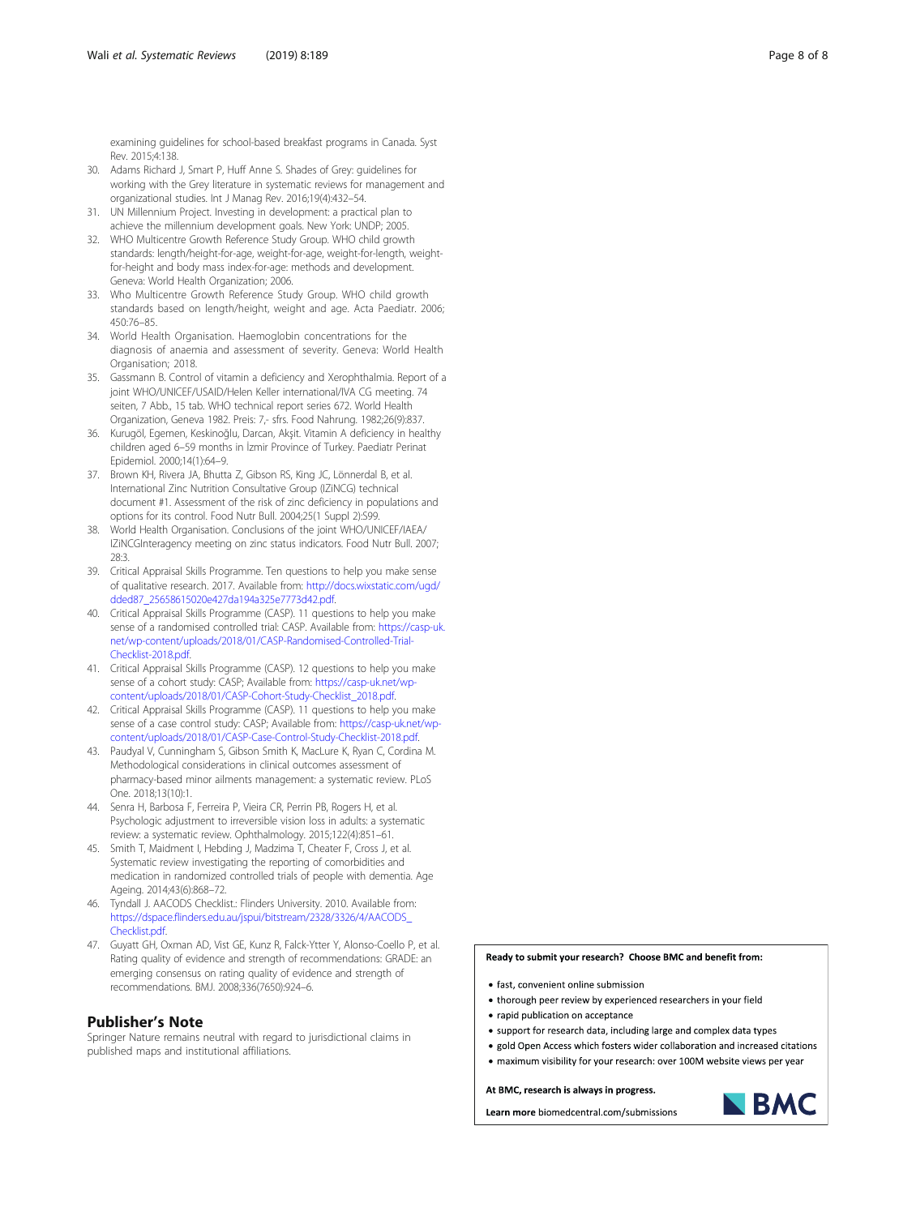examining guidelines for school-based breakfast programs in Canada. Syst Rev. 2015;4:138.

30. Adams Richard J, Smart P, Huff Anne S. Shades of Grey: guidelines for working with the Grey literature in systematic reviews for management and organizational studies. Int J Manag Rev. 2016;19(4):432–54.
31. UN Millennium Project. Investing in development: a practical plan to achieve the millennium development goals. New York: UNDP; 2005.
32. WHO Multicentre Growth Reference Study Group. WHO child growth standards: length/height-for-age, weight-for-age, weight-for-length, weight-for-height and body mass index-for-age: methods and development. Geneva: World Health Organization; 2006.
33. Who Multicentre Growth Reference Study Group. WHO child growth standards based on length/height, weight and age. Acta Paediatr. 2006; 450:76–85.
34. World Health Organisation. Haemoglobin concentrations for the diagnosis of anaemia and assessment of severity. Geneva: World Health Organisation; 2018.
35. Gassmann B. Control of vitamin a deficiency and Xerophthalmia. Report of a joint WHO/UNICEF/USAID/Helen Keller international/IVA CG meeting. 74 seiten, 7 Abb., 15 tab. WHO technical report series 672. World Health Organization, Geneva 1982. Preis: 7,- sfrs. Food Nahrung. 1982;26(9):837.
36. Kurugöl, Egemen, Keskinoğlu, Darcan, Akşit. Vitamin A deficiency in healthy children aged 6–59 months in İzmir Province of Turkey. Paediatr Perinat Epidemiol. 2000;14(1):64–9.
37. Brown KH, Rivera JA, Bhutta Z, Gibson RS, King JC, Lönnerdal B, et al. International Zinc Nutrition Consultative Group (IZiNCG) technical document #1. Assessment of the risk of zinc deficiency in populations and options for its control. Food Nutr Bull. 2004;25(1 Suppl 2):S99.
38. World Health Organisation. Conclusions of the joint WHO/UNICEF/IAEA/ IZiNCGInteragency meeting on zinc status indicators. Food Nutr Bull. 2007; 28:3.
39. Critical Appraisal Skills Programme. Ten questions to help you make sense of qualitative research. 2017. Available from: http://docs.wixstatic.com/ugd/dded87_25658615020e427da194a325e7773d42.pdf.
40. Critical Appraisal Skills Programme (CASP). 11 questions to help you make sense of a randomised controlled trial: CASP. Available from: https://casp-uk.net/wp-content/uploads/2018/01/CASP-Randomised-Controlled-Trial-Checklist-2018.pdf.
41. Critical Appraisal Skills Programme (CASP). 12 questions to help you make sense of a cohort study: CASP; Available from: https://casp-uk.net/wp-content/uploads/2018/01/CASP-Cohort-Study-Checklist_2018.pdf.
42. Critical Appraisal Skills Programme (CASP). 11 questions to help you make sense of a case control study: CASP; Available from: https://casp-uk.net/wp-content/uploads/2018/01/CASP-Case-Control-Study-Checklist-2018.pdf.
43. Paudyal V, Cunningham S, Gibson Smith K, MacLure K, Ryan C, Cordina M. Methodological considerations in clinical outcomes assessment of pharmacy-based minor ailments management: a systematic review. PLoS One. 2018;13(10):1.
44. Senra H, Barbosa F, Ferreira P, Vieira CR, Perrin PB, Rogers H, et al. Psychologic adjustment to irreversible vision loss in adults: a systematic review: a systematic review. Ophthalmology. 2015;122(4):851–61.
45. Smith T, Maidment I, Hebding J, Madzima T, Cheater F, Cross J, et al. Systematic review investigating the reporting of comorbidities and medication in randomized controlled trials of people with dementia. Age Ageing. 2014;43(6):868–72.
46. Tyndall J. AACODS Checklist.: Flinders University. 2010. Available from: https://dspace.flinders.edu.au/jspui/bitstream/2328/3326/4/AACODS_Checklist.pdf.
47. Guyatt GH, Oxman AD, Vist GE, Kunz R, Falck-Ytter Y, Alonso-Coello P, et al. Rating quality of evidence and strength of recommendations: GRADE: an emerging consensus on rating quality of evidence and strength of recommendations. BMJ. 2008;336(7650):924–6.

## Publisher's Note

Springer Nature remains neutral with regard to jurisdictional claims in published maps and institutional affiliations.

**Ready to submit your research? Choose BMC and benefit from:**

- fast, convenient online submission
- thorough peer review by experienced researchers in your field
- rapid publication on acceptance
- support for research data, including large and complex data types
- gold Open Access which fosters wider collaboration and increased citations
- maximum visibility for your research: over 100M website views per year

**At BMC, research is always in progress.**

**Learn more** biomedcentral.com/submissions

BMC